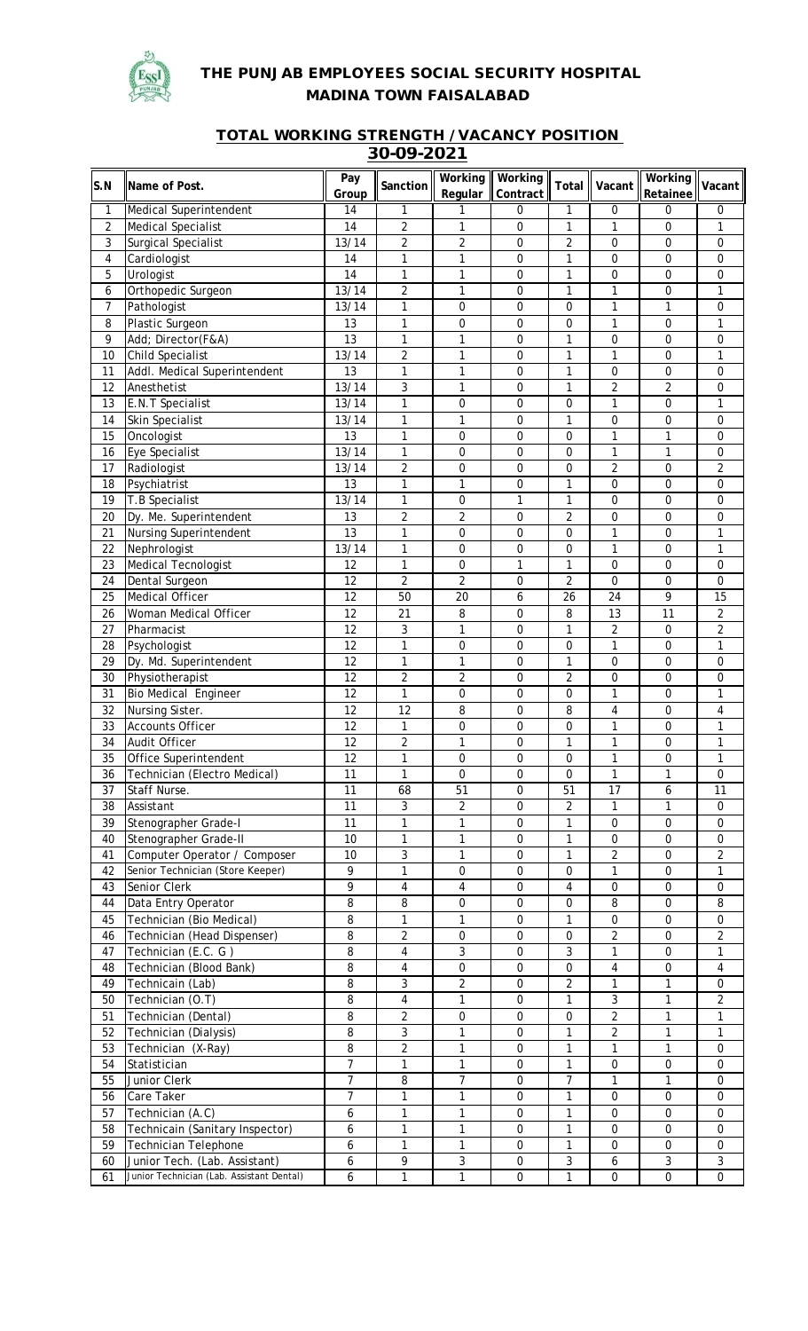# THE PUNJAB EMPLOYEES SOCIAL SECURITY HOSPITAL
## MADINA TOWN FAISALABAD

### TOTAL WORKING STRENGTH / VACANCY POSITION
### 30-09-2021

| S.N | Name of Post. | Pay Group | Sanction | Working Regular | Working Contract | Total | Vacant | Working Retainee | Vacant |
|---|---|---|---|---|---|---|---|---|---|
| 1 | Medical Superintendent | 14 | 1 | 1 | 0 | 1 | 0 | 0 | 0 |
| 2 | Medical Specialist | 14 | 2 | 1 | 0 | 1 | 1 | 0 | 1 |
| 3 | Surgical Specialist | 13/14 | 2 | 2 | 0 | 2 | 0 | 0 | 0 |
| 4 | Cardiologist | 14 | 1 | 1 | 0 | 1 | 0 | 0 | 0 |
| 5 | Urologist | 14 | 1 | 1 | 0 | 1 | 0 | 0 | 0 |
| 6 | Orthopedic Surgeon | 13/14 | 2 | 1 | 0 | 1 | 1 | 0 | 1 |
| 7 | Pathologist | 13/14 | 1 | 0 | 0 | 0 | 1 | 1 | 0 |
| 8 | Plastic Surgeon | 13 | 1 | 0 | 0 | 0 | 1 | 0 | 1 |
| 9 | Add; Director(F&A) | 13 | 1 | 1 | 0 | 1 | 0 | 0 | 0 |
| 10 | Child Specialist | 13/14 | 2 | 1 | 0 | 1 | 1 | 0 | 1 |
| 11 | Addl. Medical Superintendent | 13 | 1 | 1 | 0 | 1 | 0 | 0 | 0 |
| 12 | Anesthetist | 13/14 | 3 | 1 | 0 | 1 | 2 | 2 | 0 |
| 13 | E.N.T Specialist | 13/14 | 1 | 0 | 0 | 0 | 1 | 0 | 1 |
| 14 | Skin Specialist | 13/14 | 1 | 1 | 0 | 1 | 0 | 0 | 0 |
| 15 | Oncologist | 13 | 1 | 0 | 0 | 0 | 1 | 1 | 0 |
| 16 | Eye Specialist | 13/14 | 1 | 0 | 0 | 0 | 1 | 1 | 0 |
| 17 | Radiologist | 13/14 | 2 | 0 | 0 | 0 | 2 | 0 | 2 |
| 18 | Psychiatrist | 13 | 1 | 1 | 0 | 1 | 0 | 0 | 0 |
| 19 | T.B Specialist | 13/14 | 1 | 0 | 1 | 1 | 0 | 0 | 0 |
| 20 | Dy. Me. Superintendent | 13 | 2 | 2 | 0 | 2 | 0 | 0 | 0 |
| 21 | Nursing Superintendent | 13 | 1 | 0 | 0 | 0 | 1 | 0 | 1 |
| 22 | Nephrologist | 13/14 | 1 | 0 | 0 | 0 | 1 | 0 | 1 |
| 23 | Medical Tecnologist | 12 | 1 | 0 | 1 | 1 | 0 | 0 | 0 |
| 24 | Dental Surgeon | 12 | 2 | 2 | 0 | 2 | 0 | 0 | 0 |
| 25 | Medical Officer | 12 | 50 | 20 | 6 | 26 | 24 | 9 | 15 |
| 26 | Woman Medical Officer | 12 | 21 | 8 | 0 | 8 | 13 | 11 | 2 |
| 27 | Pharmacist | 12 | 3 | 1 | 0 | 1 | 2 | 0 | 2 |
| 28 | Psychologist | 12 | 1 | 0 | 0 | 0 | 1 | 0 | 1 |
| 29 | Dy. Md. Superintendent | 12 | 1 | 1 | 0 | 1 | 0 | 0 | 0 |
| 30 | Physiotherapist | 12 | 2 | 2 | 0 | 2 | 0 | 0 | 0 |
| 31 | Bio Medical Engineer | 12 | 1 | 0 | 0 | 0 | 1 | 0 | 1 |
| 32 | Nursing Sister. | 12 | 12 | 8 | 0 | 8 | 4 | 0 | 4 |
| 33 | Accounts Officer | 12 | 1 | 0 | 0 | 0 | 1 | 0 | 1 |
| 34 | Audit Officer | 12 | 2 | 1 | 0 | 1 | 1 | 0 | 1 |
| 35 | Office Superintendent | 12 | 1 | 0 | 0 | 0 | 1 | 0 | 1 |
| 36 | Technician (Electro Medical) | 11 | 1 | 0 | 0 | 0 | 1 | 1 | 0 |
| 37 | Staff Nurse. | 11 | 68 | 51 | 0 | 51 | 17 | 6 | 11 |
| 38 | Assistant | 11 | 3 | 2 | 0 | 2 | 1 | 1 | 0 |
| 39 | Stenographer Grade-I | 11 | 1 | 1 | 0 | 1 | 0 | 0 | 0 |
| 40 | Stenographer Grade-II | 10 | 1 | 1 | 0 | 1 | 0 | 0 | 0 |
| 41 | Computer Operator / Composer | 10 | 3 | 1 | 0 | 1 | 2 | 0 | 2 |
| 42 | Senior Technician (Store Keeper) | 9 | 1 | 0 | 0 | 0 | 1 | 0 | 1 |
| 43 | Senior Clerk | 9 | 4 | 4 | 0 | 4 | 0 | 0 | 0 |
| 44 | Data Entry Operator | 8 | 8 | 0 | 0 | 0 | 8 | 0 | 8 |
| 45 | Technician (Bio Medical) | 8 | 1 | 1 | 0 | 1 | 0 | 0 | 0 |
| 46 | Technician (Head Dispenser) | 8 | 2 | 0 | 0 | 0 | 2 | 0 | 2 |
| 47 | Technician (E.C. G ) | 8 | 4 | 3 | 0 | 3 | 1 | 0 | 1 |
| 48 | Technician (Blood Bank) | 8 | 4 | 0 | 0 | 0 | 4 | 0 | 4 |
| 49 | Technicain (Lab) | 8 | 3 | 2 | 0 | 2 | 1 | 1 | 0 |
| 50 | Technician (O.T) | 8 | 4 | 1 | 0 | 1 | 3 | 1 | 2 |
| 51 | Technician (Dental) | 8 | 2 | 0 | 0 | 0 | 2 | 1 | 1 |
| 52 | Technician (Dialysis) | 8 | 3 | 1 | 0 | 1 | 2 | 1 | 1 |
| 53 | Technician (X-Ray) | 8 | 2 | 1 | 0 | 1 | 1 | 1 | 0 |
| 54 | Statistician | 7 | 1 | 1 | 0 | 1 | 0 | 0 | 0 |
| 55 | Junior Clerk | 7 | 8 | 7 | 0 | 7 | 1 | 1 | 0 |
| 56 | Care Taker | 7 | 1 | 1 | 0 | 1 | 0 | 0 | 0 |
| 57 | Technician (A.C) | 6 | 1 | 1 | 0 | 1 | 0 | 0 | 0 |
| 58 | Technicain (Sanitary Inspector) | 6 | 1 | 1 | 0 | 1 | 0 | 0 | 0 |
| 59 | Technician Telephone | 6 | 1 | 1 | 0 | 1 | 0 | 0 | 0 |
| 60 | Junior Tech. (Lab. Assistant) | 6 | 9 | 3 | 0 | 3 | 6 | 3 | 3 |
| 61 | Junior Technician (Lab. Assistant Dental) | 6 | 1 | 1 | 0 | 1 | 0 | 0 | 0 |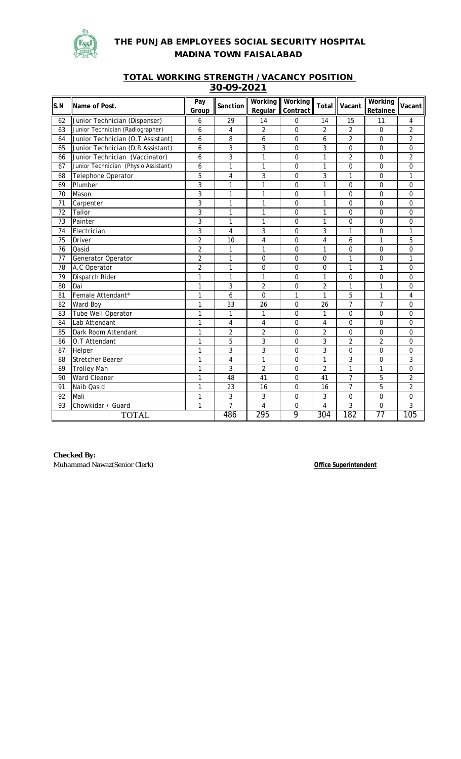# THE PUNJAB EMPLOYEES SOCIAL SECURITY HOSPITAL
## MADINA TOWN FAISALABAD

### TOTAL WORKING STRENGTH / VACANCY POSITION
### 30-09-2021

| S.N | Name of Post. | Pay Group | Sanction | Working Regular | Working Contract | Total | Vacant | Working Retainee | Vacant |
|---|---|---|---|---|---|---|---|---|---|
| 62 | Junior Technician (Dispenser) | 6 | 29 | 14 | 0 | 14 | 15 | 11 | 4 |
| 63 | Junior Technician (Radiographer) | 6 | 4 | 2 | 0 | 2 | 2 | 0 | 2 |
| 64 | Junior Technician (O.T Assistant) | 6 | 8 | 6 | 0 | 6 | 2 | 0 | 2 |
| 65 | Junior Technician (D.R Assistant) | 6 | 3 | 3 | 0 | 3 | 0 | 0 | 0 |
| 66 | Junior Technician (Vaccinator) | 6 | 3 | 1 | 0 | 1 | 2 | 0 | 2 |
| 67 | Junior Technician (Physio Assistant) | 6 | 1 | 1 | 0 | 1 | 0 | 0 | 0 |
| 68 | Telephone Operator | 5 | 4 | 3 | 0 | 3 | 1 | 0 | 1 |
| 69 | Plumber | 3 | 1 | 1 | 0 | 1 | 0 | 0 | 0 |
| 70 | Mason | 3 | 1 | 1 | 0 | 1 | 0 | 0 | 0 |
| 71 | Carpenter | 3 | 1 | 1 | 0 | 1 | 0 | 0 | 0 |
| 72 | Tailor | 3 | 1 | 1 | 0 | 1 | 0 | 0 | 0 |
| 73 | Painter | 3 | 1 | 1 | 0 | 1 | 0 | 0 | 0 |
| 74 | Electrician | 3 | 4 | 3 | 0 | 3 | 1 | 0 | 1 |
| 75 | Driver | 2 | 10 | 4 | 0 | 4 | 6 | 1 | 5 |
| 76 | Qasid | 2 | 1 | 1 | 0 | 1 | 0 | 0 | 0 |
| 77 | Generator Operator | 2 | 1 | 0 | 0 | 0 | 1 | 0 | 1 |
| 78 | A.C Operator | 2 | 1 | 0 | 0 | 0 | 1 | 1 | 0 |
| 79 | Dispatch Rider | 1 | 1 | 1 | 0 | 1 | 0 | 0 | 0 |
| 80 | Dai | 1 | 3 | 2 | 0 | 2 | 1 | 1 | 0 |
| 81 | Female Attendant* | 1 | 6 | 0 | 1 | 1 | 5 | 1 | 4 |
| 82 | Ward Boy | 1 | 33 | 26 | 0 | 26 | 7 | 7 | 0 |
| 83 | Tube Well Operator | 1 | 1 | 1 | 0 | 1 | 0 | 0 | 0 |
| 84 | Lab Attendant | 1 | 4 | 4 | 0 | 4 | 0 | 0 | 0 |
| 85 | Dark Room Attendant | 1 | 2 | 2 | 0 | 2 | 0 | 0 | 0 |
| 86 | O.T Attendant | 1 | 5 | 3 | 0 | 3 | 2 | 2 | 0 |
| 87 | Helper | 1 | 3 | 3 | 0 | 3 | 0 | 0 | 0 |
| 88 | Stretcher Bearer | 1 | 4 | 1 | 0 | 1 | 3 | 0 | 3 |
| 89 | Trolley Man | 1 | 3 | 2 | 0 | 2 | 1 | 1 | 0 |
| 90 | Ward Cleaner | 1 | 48 | 41 | 0 | 41 | 7 | 5 | 2 |
| 91 | Naib Qasid | 1 | 23 | 16 | 0 | 16 | 7 | 5 | 2 |
| 92 | Mali | 1 | 3 | 3 | 0 | 3 | 0 | 0 | 0 |
| 93 | Chowkidar / Guard | 1 | 7 | 4 | 0 | 4 | 3 | 0 | 3 |
| TOTAL | | | 486 | 295 | 9 | 304 | 182 | 77 | 105 |

**Checked By:**
Muhammad Nawaz(Senior Clerk)

**Office Superintendent**